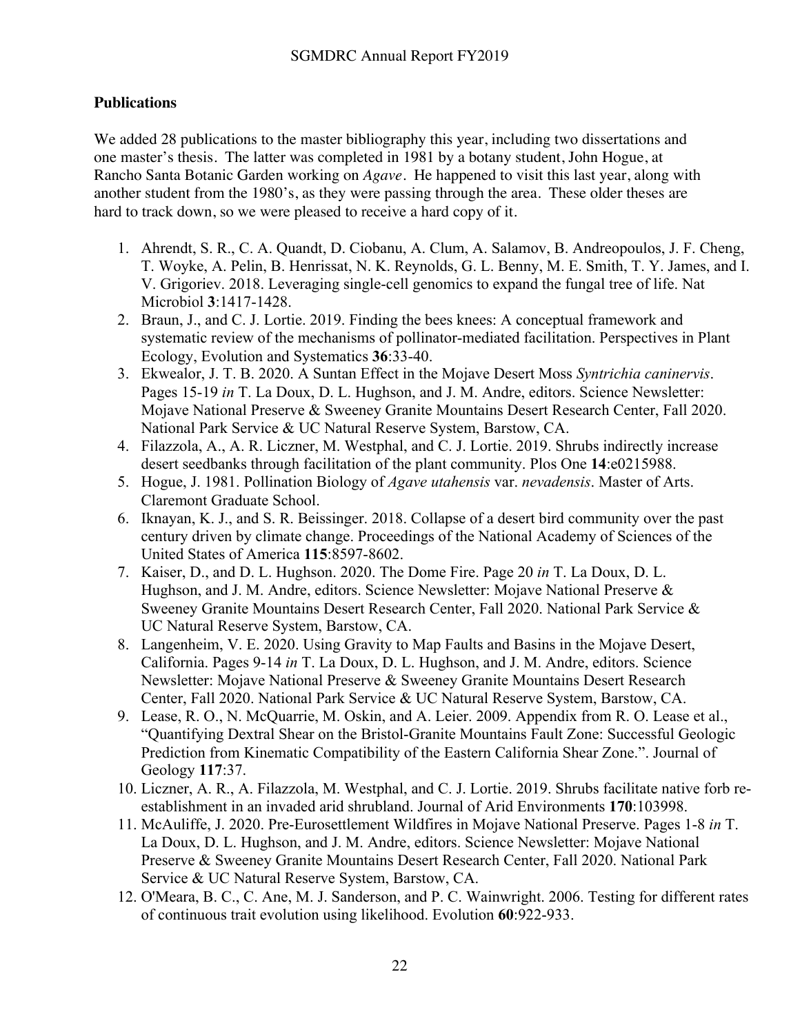## Publications

We added 28 publications to the master bibliography this year, including two dissertations and one master's thesis. The latter was completed in 1981 by a botany student, John Hogue, at Rancho Santa Botanic Garden working on *Agave*. He happened to visit this last year, along with another student from the 1980's, as they were passing through the area. These older theses are hard to track down, so we were pleased to receive a hard copy of it.

1. Ahrendt, S. R., C. A. Quandt, D. Ciobanu, A. Clum, A. Salamov, B. Andreopoulos, J. F. Cheng, T. Woyke, A. Pelin, B. Henrissat, N. K. Reynolds, G. L. Benny, M. E. Smith, T. Y. James, and I. V. Grigoriev. 2018. Leveraging single-cell genomics to expand the fungal tree of life. Nat Microbiol **3**:1417-1428.
2. Braun, J., and C. J. Lortie. 2019. Finding the bees knees: A conceptual framework and systematic review of the mechanisms of pollinator-mediated facilitation. Perspectives in Plant Ecology, Evolution and Systematics **36**:33-40.
3. Ekwealor, J. T. B. 2020. A Suntan Effect in the Mojave Desert Moss *Syntrichia caninervis*. Pages 15-19 *in* T. La Doux, D. L. Hughson, and J. M. Andre, editors. Science Newsletter: Mojave National Preserve & Sweeney Granite Mountains Desert Research Center, Fall 2020. National Park Service & UC Natural Reserve System, Barstow, CA.
4. Filazzola, A., A. R. Liczner, M. Westphal, and C. J. Lortie. 2019. Shrubs indirectly increase desert seedbanks through facilitation of the plant community. Plos One **14**:e0215988.
5. Hogue, J. 1981. Pollination Biology of *Agave utahensis* var. *nevadensis*. Master of Arts. Claremont Graduate School.
6. Iknayan, K. J., and S. R. Beissinger. 2018. Collapse of a desert bird community over the past century driven by climate change. Proceedings of the National Academy of Sciences of the United States of America **115**:8597-8602.
7. Kaiser, D., and D. L. Hughson. 2020. The Dome Fire. Page 20 *in* T. La Doux, D. L. Hughson, and J. M. Andre, editors. Science Newsletter: Mojave National Preserve & Sweeney Granite Mountains Desert Research Center, Fall 2020. National Park Service & UC Natural Reserve System, Barstow, CA.
8. Langenheim, V. E. 2020. Using Gravity to Map Faults and Basins in the Mojave Desert, California. Pages 9-14 *in* T. La Doux, D. L. Hughson, and J. M. Andre, editors. Science Newsletter: Mojave National Preserve & Sweeney Granite Mountains Desert Research Center, Fall 2020. National Park Service & UC Natural Reserve System, Barstow, CA.
9. Lease, R. O., N. McQuarrie, M. Oskin, and A. Leier. 2009. Appendix from R. O. Lease et al., "Quantifying Dextral Shear on the Bristol-Granite Mountains Fault Zone: Successful Geologic Prediction from Kinematic Compatibility of the Eastern California Shear Zone.". Journal of Geology **117**:37.
10. Liczner, A. R., A. Filazzola, M. Westphal, and C. J. Lortie. 2019. Shrubs facilitate native forb re-establishment in an invaded arid shrubland. Journal of Arid Environments **170**:103998.
11. McAuliffe, J. 2020. Pre-Eurosettlement Wildfires in Mojave National Preserve. Pages 1-8 *in* T. La Doux, D. L. Hughson, and J. M. Andre, editors. Science Newsletter: Mojave National Preserve & Sweeney Granite Mountains Desert Research Center, Fall 2020. National Park Service & UC Natural Reserve System, Barstow, CA.
12. O'Meara, B. C., C. Ane, M. J. Sanderson, and P. C. Wainwright. 2006. Testing for different rates of continuous trait evolution using likelihood. Evolution **60**:922-933.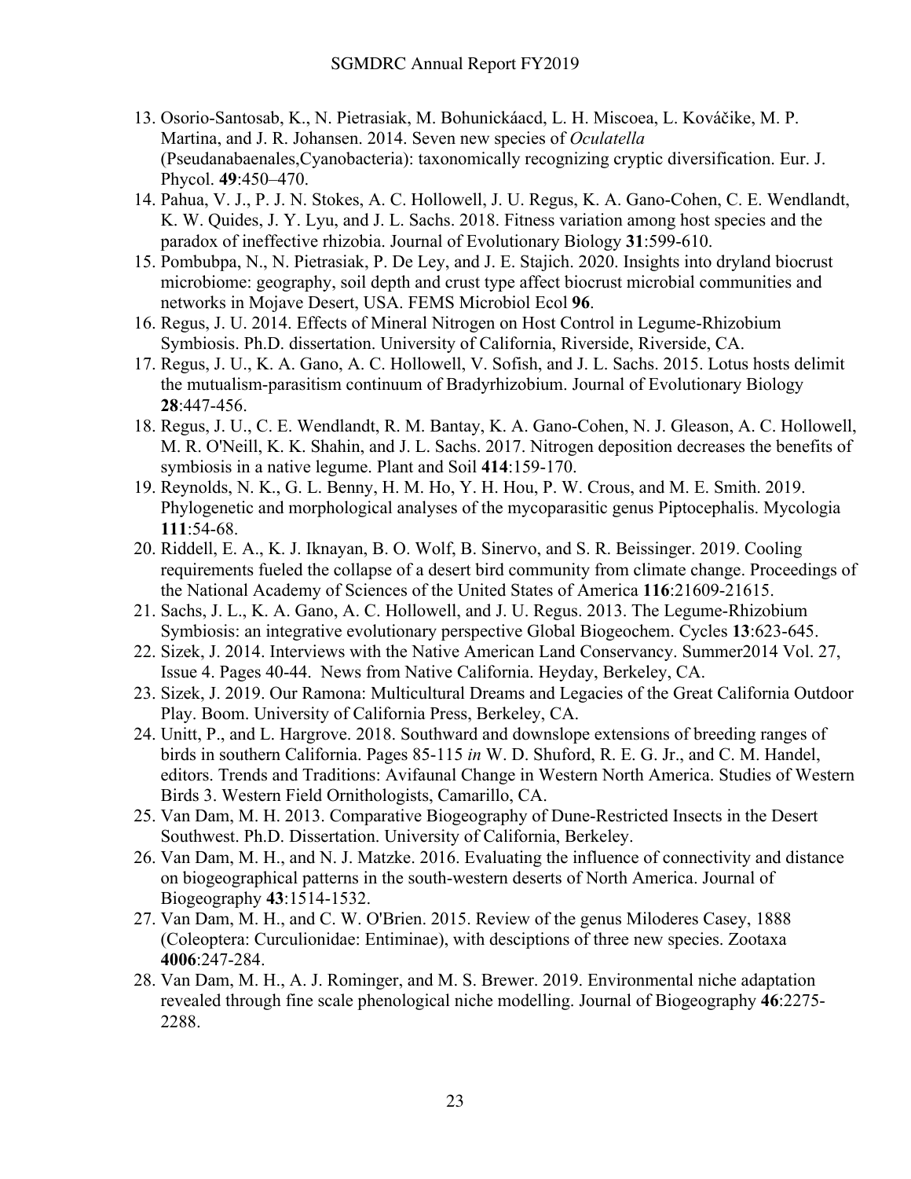13. Osorio-Santosab, K., N. Pietrasiak, M. Bohunickáacd, L. H. Miscoea, L. Kováčike, M. P. Martina, and J. R. Johansen. 2014. Seven new species of *Oculatella* (Pseudanabaenales,Cyanobacteria): taxonomically recognizing cryptic diversification. Eur. J. Phycol. **49**:450–470.
14. Pahua, V. J., P. J. N. Stokes, A. C. Hollowell, J. U. Regus, K. A. Gano-Cohen, C. E. Wendlandt, K. W. Quides, J. Y. Lyu, and J. L. Sachs. 2018. Fitness variation among host species and the paradox of ineffective rhizobia. Journal of Evolutionary Biology **31**:599-610.
15. Pombubpa, N., N. Pietrasiak, P. De Ley, and J. E. Stajich. 2020. Insights into dryland biocrust microbiome: geography, soil depth and crust type affect biocrust microbial communities and networks in Mojave Desert, USA. FEMS Microbiol Ecol **96**.
16. Regus, J. U. 2014. Effects of Mineral Nitrogen on Host Control in Legume-Rhizobium Symbiosis. Ph.D. dissertation. University of California, Riverside, Riverside, CA.
17. Regus, J. U., K. A. Gano, A. C. Hollowell, V. Sofish, and J. L. Sachs. 2015. Lotus hosts delimit the mutualism-parasitism continuum of Bradyrhizobium. Journal of Evolutionary Biology **28**:447-456.
18. Regus, J. U., C. E. Wendlandt, R. M. Bantay, K. A. Gano-Cohen, N. J. Gleason, A. C. Hollowell, M. R. O'Neill, K. K. Shahin, and J. L. Sachs. 2017. Nitrogen deposition decreases the benefits of symbiosis in a native legume. Plant and Soil **414**:159-170.
19. Reynolds, N. K., G. L. Benny, H. M. Ho, Y. H. Hou, P. W. Crous, and M. E. Smith. 2019. Phylogenetic and morphological analyses of the mycoparasitic genus Piptocephalis. Mycologia **111**:54-68.
20. Riddell, E. A., K. J. Iknayan, B. O. Wolf, B. Sinervo, and S. R. Beissinger. 2019. Cooling requirements fueled the collapse of a desert bird community from climate change. Proceedings of the National Academy of Sciences of the United States of America **116**:21609-21615.
21. Sachs, J. L., K. A. Gano, A. C. Hollowell, and J. U. Regus. 2013. The Legume-Rhizobium Symbiosis: an integrative evolutionary perspective Global Biogeochem. Cycles **13**:623-645.
22. Sizek, J. 2014. Interviews with the Native American Land Conservancy. Summer2014 Vol. 27, Issue 4. Pages 40-44. News from Native California. Heyday, Berkeley, CA.
23. Sizek, J. 2019. Our Ramona: Multicultural Dreams and Legacies of the Great California Outdoor Play. Boom. University of California Press, Berkeley, CA.
24. Unitt, P., and L. Hargrove. 2018. Southward and downslope extensions of breeding ranges of birds in southern California. Pages 85-115 *in* W. D. Shuford, R. E. G. Jr., and C. M. Handel, editors. Trends and Traditions: Avifaunal Change in Western North America. Studies of Western Birds 3. Western Field Ornithologists, Camarillo, CA.
25. Van Dam, M. H. 2013. Comparative Biogeography of Dune-Restricted Insects in the Desert Southwest. Ph.D. Dissertation. University of California, Berkeley.
26. Van Dam, M. H., and N. J. Matzke. 2016. Evaluating the influence of connectivity and distance on biogeographical patterns in the south-western deserts of North America. Journal of Biogeography **43**:1514-1532.
27. Van Dam, M. H., and C. W. O'Brien. 2015. Review of the genus Miloderes Casey, 1888 (Coleoptera: Curculionidae: Entiminae), with desciptions of three new species. Zootaxa **4006**:247-284.
28. Van Dam, M. H., A. J. Rominger, and M. S. Brewer. 2019. Environmental niche adaptation revealed through fine scale phenological niche modelling. Journal of Biogeography **46**:2275-2288.